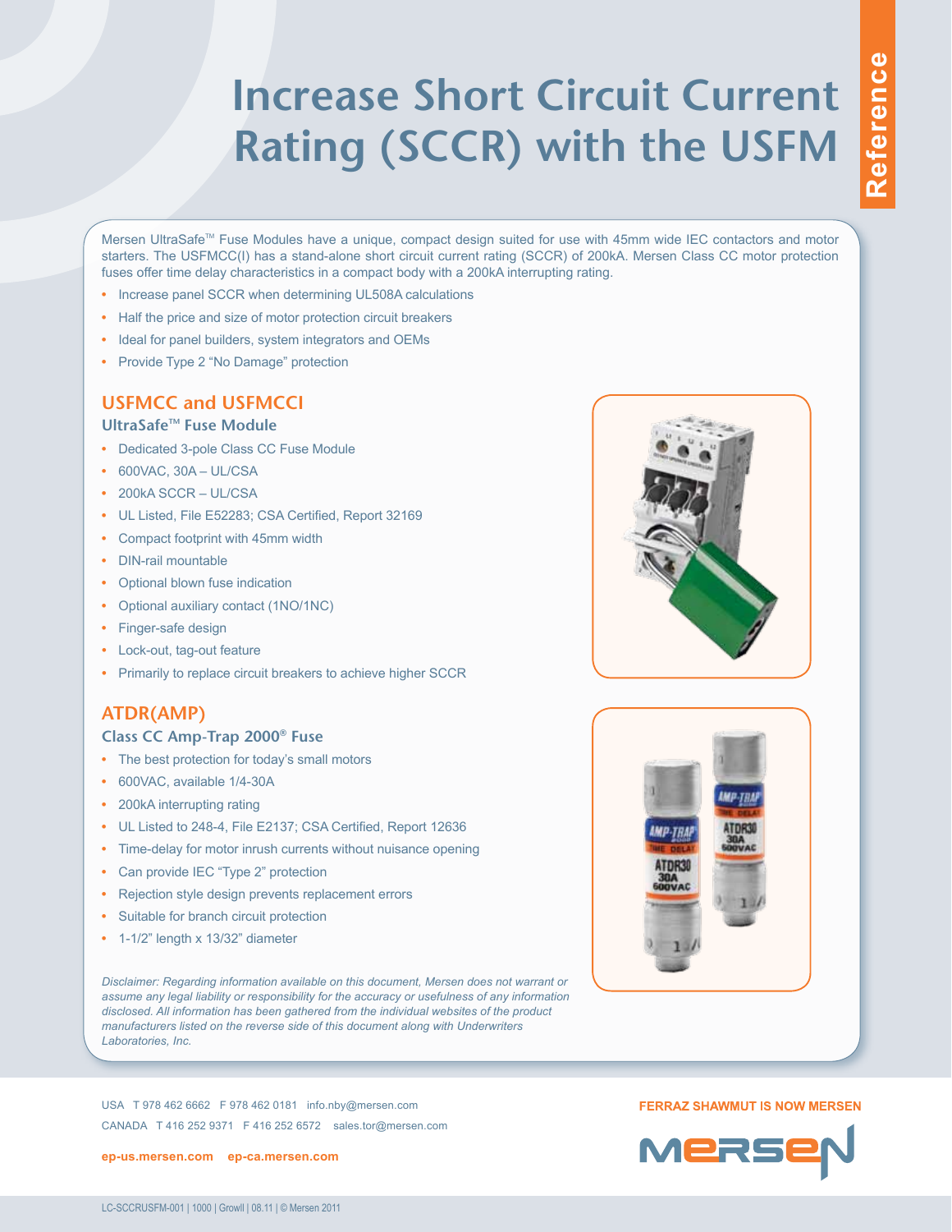# Increase Short Circuit Current Rating (SCCR) with the USFM

Reference

Mersen UltraSafe™ Fuse Modules have a unique, compact design suited for use with 45mm wide IEC contactors and motor starters. The USFMCC(I) has a stand-alone short circuit current rating (SCCR) of 200kA. Mersen Class CC motor protection fuses offer time delay characteristics in a compact body with a 200kA interrupting rating.

- Increase panel SCCR when determining UL508A calculations
- Half the price and size of motor protection circuit breakers
- Ideal for panel builders, system integrators and OEMs
- Provide Type 2 "No Damage" protection

## USFMCC and USFMCCI

### UltraSafe™ Fuse Module

- Dedicated 3-pole Class CC Fuse Module
- 600VAC, 30A – UL/CSA
- 200kA SCCR – UL/CSA
- UL Listed, File E52283; CSA Certified, Report 32169
- Compact footprint with 45mm width
- DIN-rail mountable
- Optional blown fuse indication
- Optional auxiliary contact (1NO/1NC)
- Finger-safe design
- Lock-out, tag-out feature
- Primarily to replace circuit breakers to achieve higher SCCR

## ATDR(AMP)

### Class CC Amp-Trap 2000® Fuse

- The best protection for today's small motors
- 600VAC, available 1/4-30A
- 200kA interrupting rating
- UL Listed to 248-4, File E2137; CSA Certified, Report 12636
- Time-delay for motor inrush currents without nuisance opening
- Can provide IEC "Type 2" protection
- Rejection style design prevents replacement errors
- Suitable for branch circuit protection
- 1-1/2" length x 13/32" diameter

*Disclaimer: Regarding information available on this document, Mersen does not warrant or assume any legal liability or responsibility for the accuracy or usefulness of any information disclosed. All information has been gathered from the individual websites of the product manufacturers listed on the reverse side of this document along with Underwriters Laboratories, Inc.*

USA T 978 462 6662 F 978 462 0181 info.nby@mersen.com
CANADA T 416 252 9371 F 416 252 6572 sales.tor@mersen.com

**ep-us.mersen.com ep-ca.mersen.com**

**FERRAZ SHAWMUT IS NOW MERSEN**

LC-SCCRUSFM-001 | 1000 | GrowII | 08.11 | © Mersen 2011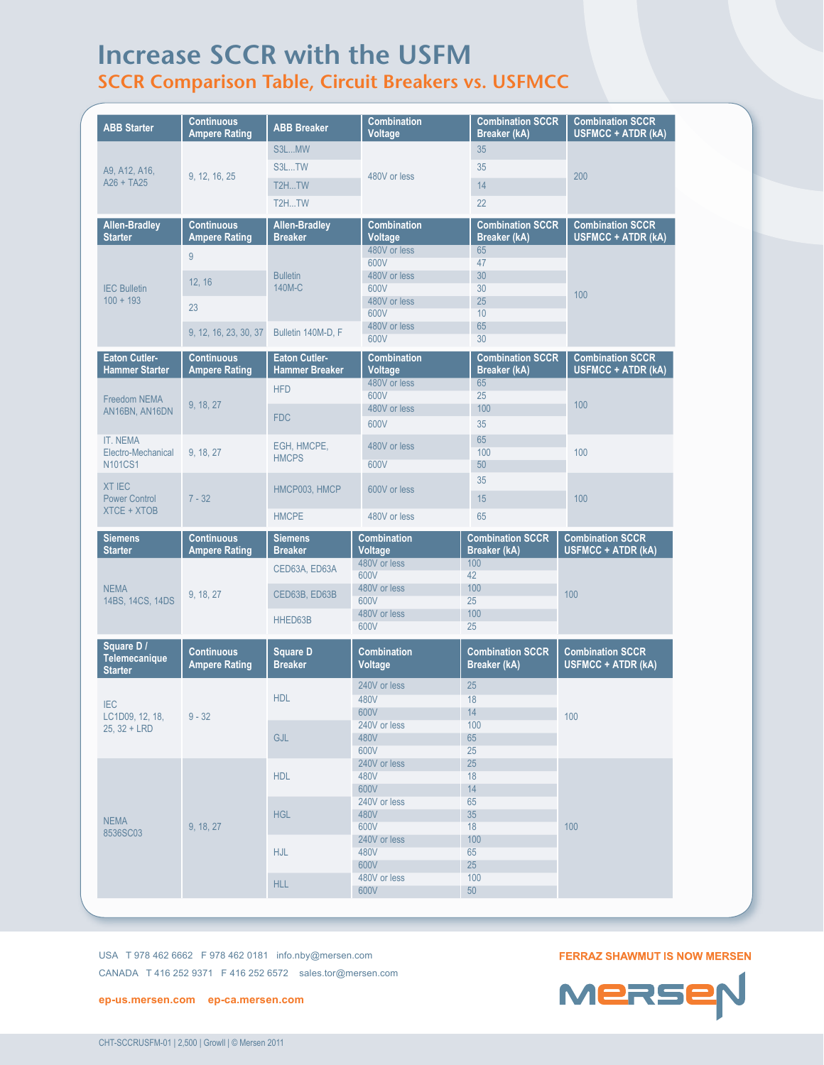# Increase SCCR with the USFM

## SCCR Comparison Table, Circuit Breakers vs. USFMCC

| ABB Starter | Continuous Ampere Rating | ABB Breaker | Combination Voltage | Combination SCCR Breaker (kA) | Combination SCCR USFMCC + ATDR (kA) |
|---|---|---|---|---|---|
| A9, A12, A16, A26 + TA25 | 9, 12, 16, 25 | S3L...MW | 480V or less | 35 | 200 |
| | | S3L...TW | | 35 | |
| | | T2H...TW | | 14 | |
| | | T2H...TW | | 22 | |

| Allen-Bradley Starter | Continuous Ampere Rating | Allen-Bradley Breaker | Combination Voltage | Combination SCCR Breaker (kA) | Combination SCCR USFMCC + ATDR (kA) |
|---|---|---|---|---|---|
| IEC Bulletin 100 + 193 | 9 | Bulletin 140M-C | 480V or less | 65 | 100 |
| | | | 600V | 47 | |
| | 12, 16 | | 480V or less | 30 | |
| | | | 600V | 30 | |
| | 23 | | 480V or less | 25 | |
| | | | 600V | 10 | |
| | 9, 12, 16, 23, 30, 37 | Bulletin 140M-D, F | 480V or less | 65 | |
| | | | 600V | 30 | |

| Eaton Cutler-Hammer Starter | Continuous Ampere Rating | Eaton Cutler-Hammer Breaker | Combination Voltage | Combination SCCR Breaker (kA) | Combination SCCR USFMCC + ATDR (kA) |
|---|---|---|---|---|---|
| Freedom NEMA AN16BN, AN16DN | 9, 18, 27 | HFD | 480V or less | 65 | 100 |
| | | | 600V | 25 | |
| | | FDC | 480V or less | 100 | |
| | | | 600V | 35 | |
| IT. NEMA Electro-Mechanical N101CS1 | 9, 18, 27 | EGH, HMCPE, HMCPS | 480V or less | 65 | 100 |
| | | | | 100 | |
| | | | 600V | 50 | |
| XT IEC Power Control XTCE + XTOB | 7 - 32 | HMCP003, HMCP | 600V or less | 35 | 100 |
| | | | | 15 | |
| | | HMCPE | 480V or less | 65 | |

| Siemens Starter | Continuous Ampere Rating | Siemens Breaker | Combination Voltage | Combination SCCR Breaker (kA) | Combination SCCR USFMCC + ATDR (kA) |
|---|---|---|---|---|---|
| NEMA 14BS, 14CS, 14DS | 9, 18, 27 | CED63A, ED63A | 480V or less | 100 | 100 |
| | | | 600V | 42 | |
| | | CED63B, ED63B | 480V or less | 100 | |
| | | | 600V | 25 | |
| | | HHED63B | 480V or less | 100 | |
| | | | 600V | 25 | |

| Square D / Telemecanique Starter | Continuous Ampere Rating | Square D Breaker | Combination Voltage | Combination SCCR Breaker (kA) | Combination SCCR USFMCC + ATDR (kA) |
|---|---|---|---|---|---|
| IEC LC1D09, 12, 18, 25, 32 + LRD | 9 - 32 | HDL | 240V or less | 25 | 100 |
| | | | 480V | 18 | |
| | | | 600V | 14 | |
| | | GJL | 240V or less | 100 | |
| | | | 480V | 65 | |
| | | | 600V | 25 | |
| NEMA 8536SC03 | 9, 18, 27 | HDL | 240V or less | 25 | 100 |
| | | | 480V | 18 | |
| | | | 600V | 14 | |
| | | HGL | 240V or less | 65 | |
| | | | 480V | 35 | |
| | | | 600V | 18 | |
| | | HJL | 240V or less | 100 | |
| | | | 480V | 65 | |
| | | | 600V | 25 | |
| | | HLL | 480V or less | 100 | |
| | | | 600V | 50 | |

USA T 978 462 6662 F 978 462 0181 info.nby@mersen.com
CANADA T 416 252 9371 F 416 252 6572 sales.tor@mersen.com

**ep-us.mersen.com ep-ca.mersen.com**

**FERRAZ SHAWMUT IS NOW MERSEN**

MERSEN

CHT-SCCRUSFM-01 | 2,500 | Growll | © Mersen 2011